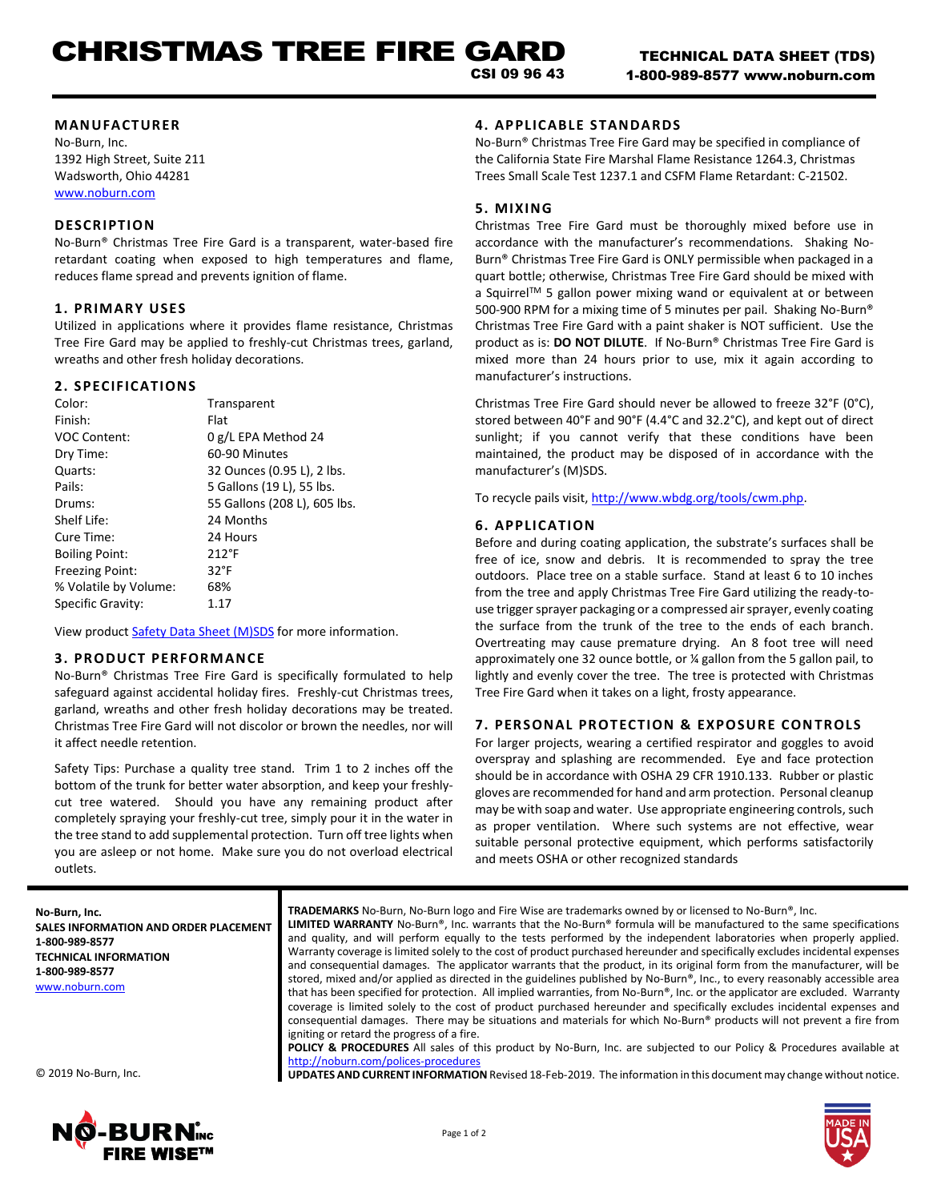# CHRISTMAS TREE FIRE GARD

CSI 09 96 43

TECHNICAL DATA SHEET (TDS)
1-800-989-8577 www.noburn.com

## MANUFACTURER

No-Burn, Inc.
1392 High Street, Suite 211
Wadsworth, Ohio 44281
www.noburn.com

## DESCRIPTION

No-Burn® Christmas Tree Fire Gard is a transparent, water-based fire retardant coating when exposed to high temperatures and flame, reduces flame spread and prevents ignition of flame.

## 1. PRIMARY USES

Utilized in applications where it provides flame resistance, Christmas Tree Fire Gard may be applied to freshly-cut Christmas trees, garland, wreaths and other fresh holiday decorations.

## 2. SPECIFICATIONS

| | |
|---|---|
| Color: | Transparent |
| Finish: | Flat |
| VOC Content: | 0 g/L EPA Method 24 |
| Dry Time: | 60-90 Minutes |
| Quarts: | 32 Ounces (0.95 L), 2 lbs. |
| Pails: | 5 Gallons (19 L), 55 lbs. |
| Drums: | 55 Gallons (208 L), 605 lbs. |
| Shelf Life: | 24 Months |
| Cure Time: | 24 Hours |
| Boiling Point: | 212°F |
| Freezing Point: | 32°F |
| % Volatile by Volume: | 68% |
| Specific Gravity: | 1.17 |

View product Safety Data Sheet (M)SDS for more information.

## 3. PRODUCT PERFORMANCE

No-Burn® Christmas Tree Fire Gard is specifically formulated to help safeguard against accidental holiday fires. Freshly-cut Christmas trees, garland, wreaths and other fresh holiday decorations may be treated. Christmas Tree Fire Gard will not discolor or brown the needles, nor will it affect needle retention.

Safety Tips: Purchase a quality tree stand. Trim 1 to 2 inches off the bottom of the trunk for better water absorption, and keep your freshly-cut tree watered. Should you have any remaining product after completely spraying your freshly-cut tree, simply pour it in the water in the tree stand to add supplemental protection. Turn off tree lights when you are asleep or not home. Make sure you do not overload electrical outlets.

## 4. APPLICABLE STANDARDS

No-Burn® Christmas Tree Fire Gard may be specified in compliance of the California State Fire Marshal Flame Resistance 1264.3, Christmas Trees Small Scale Test 1237.1 and CSFM Flame Retardant: C-21502.

## 5. MIXING

Christmas Tree Fire Gard must be thoroughly mixed before use in accordance with the manufacturer's recommendations. Shaking No-Burn® Christmas Tree Fire Gard is ONLY permissible when packaged in a quart bottle; otherwise, Christmas Tree Fire Gard should be mixed with a Squirrel™ 5 gallon power mixing wand or equivalent at or between 500-900 RPM for a mixing time of 5 minutes per pail. Shaking No-Burn® Christmas Tree Fire Gard with a paint shaker is NOT sufficient. Use the product as is: **DO NOT DILUTE**. If No-Burn® Christmas Tree Fire Gard is mixed more than 24 hours prior to use, mix it again according to manufacturer's instructions.

Christmas Tree Fire Gard should never be allowed to freeze 32°F (0°C), stored between 40°F and 90°F (4.4°C and 32.2°C), and kept out of direct sunlight; if you cannot verify that these conditions have been maintained, the product may be disposed of in accordance with the manufacturer's (M)SDS.

To recycle pails visit, http://www.wbdg.org/tools/cwm.php.

## 6. APPLICATION

Before and during coating application, the substrate's surfaces shall be free of ice, snow and debris. It is recommended to spray the tree outdoors. Place tree on a stable surface. Stand at least 6 to 10 inches from the tree and apply Christmas Tree Fire Gard utilizing the ready-to-use trigger sprayer packaging or a compressed air sprayer, evenly coating the surface from the trunk of the tree to the ends of each branch. Overtreating may cause premature drying. An 8 foot tree will need approximately one 32 ounce bottle, or ¼ gallon from the 5 gallon pail, to lightly and evenly cover the tree. The tree is protected with Christmas Tree Fire Gard when it takes on a light, frosty appearance.

## 7. PERSONAL PROTECTION & EXPOSURE CONTROLS

For larger projects, wearing a certified respirator and goggles to avoid overspray and splashing are recommended. Eye and face protection should be in accordance with OSHA 29 CFR 1910.133. Rubber or plastic gloves are recommended for hand and arm protection. Personal cleanup may be with soap and water. Use appropriate engineering controls, such as proper ventilation. Where such systems are not effective, wear suitable personal protective equipment, which performs satisfactorily and meets OSHA or other recognized standards

---

**No-Burn, Inc.**
**SALES INFORMATION AND ORDER PLACEMENT**
**1-800-989-8577**
**TECHNICAL INFORMATION**
**1-800-989-8577**
www.noburn.com

© 2019 No-Burn, Inc.

**TRADEMARKS** No-Burn, No-Burn logo and Fire Wise are trademarks owned by or licensed to No-Burn®, Inc.
**LIMITED WARRANTY** No-Burn®, Inc. warrants that the No-Burn® formula will be manufactured to the same specifications and quality, and will perform equally to the tests performed by the independent laboratories when properly applied. Warranty coverage is limited solely to the cost of product purchased hereunder and specifically excludes incidental expenses and consequential damages. The applicator warrants that the product, in its original form from the manufacturer, will be stored, mixed and/or applied as directed in the guidelines published by No-Burn®, Inc., to every reasonably accessible area that has been specified for protection. All implied warranties, from No-Burn®, Inc. or the applicator are excluded. Warranty coverage is limited solely to the cost of product purchased hereunder and specifically excludes incidental expenses and consequential damages. There may be situations and materials for which No-Burn® products will not prevent a fire from igniting or retard the progress of a fire.
**POLICY & PROCEDURES** All sales of this product by No-Burn, Inc. are subjected to our Policy & Procedures available at http://noburn.com/polices-procedures
**UPDATES AND CURRENT INFORMATION** Revised 18-Feb-2019. The information in this document may change without notice.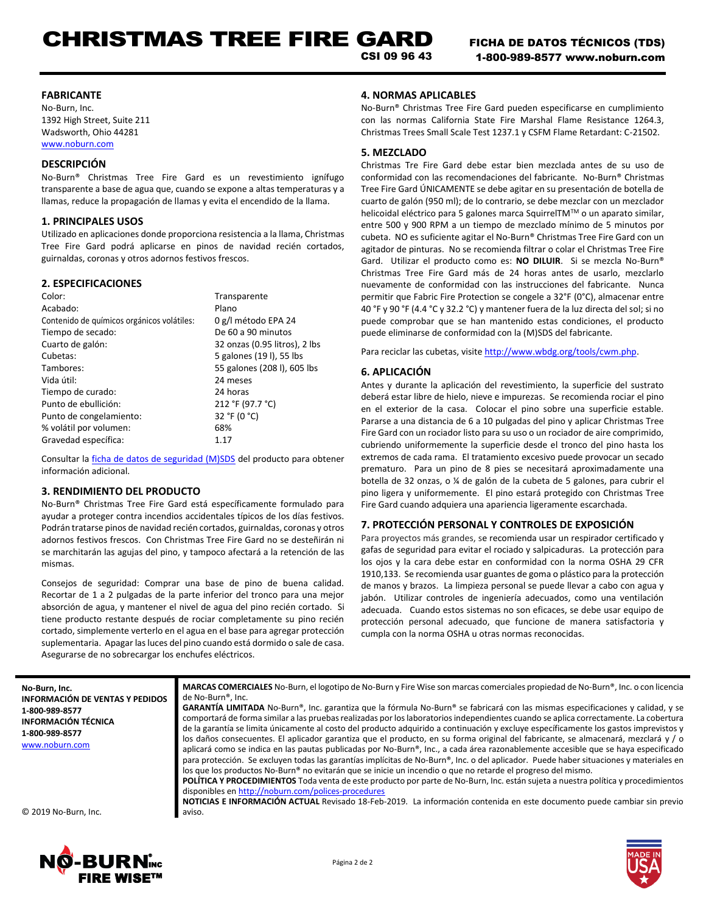# CHRISTMAS TREE FIRE GARD

**CSI 09 96 43**

**FICHA DE DATOS TÉCNICOS (TDS)**
**1-800-989-8577 www.noburn.com**

### FABRICANTE

No-Burn, Inc.
1392 High Street, Suite 211
Wadsworth, Ohio 44281
www.noburn.com

### DESCRIPCIÓN

No-Burn® Christmas Tree Fire Gard es un revestimiento ignífugo transparente a base de agua que, cuando se expone a altas temperaturas y a llamas, reduce la propagación de llamas y evita el encendido de la llama.

### 1. PRINCIPALES USOS

Utilizado en aplicaciones donde proporciona resistencia a la llama, Christmas Tree Fire Gard podrá aplicarse en pinos de navidad recién cortados, guirnaldas, coronas y otros adornos festivos frescos.

### 2. ESPECIFICACIONES

| | |
|---|---|
| Color: | Transparente |
| Acabado: | Plano |
| Contenido de químicos orgánicos volátiles: | 0 g/l método EPA 24 |
| Tiempo de secado: | De 60 a 90 minutos |
| Cuarto de galón: | 32 onzas (0.95 litros), 2 lbs |
| Cubetas: | 5 galones (19 l), 55 lbs |
| Tambores: | 55 galones (208 l), 605 lbs |
| Vida útil: | 24 meses |
| Tiempo de curado: | 24 horas |
| Punto de ebullición: | 212 °F (97.7 °C) |
| Punto de congelamiento: | 32 °F (0 °C) |
| % volátil por volumen: | 68% |
| Gravedad específica: | 1.17 |

Consultar la ficha de datos de seguridad (M)SDS del producto para obtener información adicional.

### 3. RENDIMIENTO DEL PRODUCTO

No-Burn® Christmas Tree Fire Gard está específicamente formulado para ayudar a proteger contra incendios accidentales típicos de los días festivos. Podrán tratarse pinos de navidad recién cortados, guirnaldas, coronas y otros adornos festivos frescos. Con Christmas Tree Fire Gard no se desteñirán ni se marchitarán las agujas del pino, y tampoco afectará a la retención de las mismas.

Consejos de seguridad: Comprar una base de pino de buena calidad. Recortar de 1 a 2 pulgadas de la parte inferior del tronco para una mejor absorción de agua, y mantener el nivel de agua del pino recién cortado. Si tiene producto restante después de rociar completamente su pino recién cortado, simplemente verterlo en el agua en el base para agregar protección suplementaria. Apagar las luces del pino cuando está dormido o sale de casa. Asegurarse de no sobrecargar los enchufes eléctricos.

### 4. NORMAS APLICABLES

No-Burn® Christmas Tree Fire Gard pueden especificarse en cumplimiento con las normas California State Fire Marshal Flame Resistance 1264.3, Christmas Trees Small Scale Test 1237.1 y CSFM Flame Retardant: C-21502.

### 5. MEZCLADO

Christmas Tre Fire Gard debe estar bien mezclada antes de su uso de conformidad con las recomendaciones del fabricante. No-Burn® Christmas Tree Fire Gard ÚNICAMENTE se debe agitar en su presentación de botella de cuarto de galón (950 ml); de lo contrario, se debe mezclar con un mezclador helicoidal eléctrico para 5 galones marca SquirrelTM™ o un aparato similar, entre 500 y 900 RPM a un tiempo de mezclado mínimo de 5 minutos por cubeta. NO es suficiente agitar el No-Burn® Christmas Tree Fire Gard con un agitador de pinturas. No se recomienda filtrar o colar el Christmas Tree Fire Gard. Utilizar el producto como es: **NO DILUIR**. Si se mezcla No-Burn® Christmas Tree Fire Gard más de 24 horas antes de usarlo, mezclarlo nuevamente de conformidad con las instrucciones del fabricante. Nunca permitir que Fabric Fire Protection se congele a 32°F (0°C), almacenar entre 40 °F y 90 °F (4.4 °C y 32.2 °C) y mantener fuera de la luz directa del sol; si no puede comprobar que se han mantenido estas condiciones, el producto puede eliminarse de conformidad con la (M)SDS del fabricante.

Para reciclar las cubetas, visite http://www.wbdg.org/tools/cwm.php.

### 6. APLICACIÓN

Antes y durante la aplicación del revestimiento, la superficie del sustrato deberá estar libre de hielo, nieve e impurezas. Se recomienda rociar el pino en el exterior de la casa. Colocar el pino sobre una superficie estable. Pararse a una distancia de 6 a 10 pulgadas del pino y aplicar Christmas Tree Fire Gard con un rociador listo para su uso o un rociador de aire comprimido, cubriendo uniformemente la superficie desde el tronco del pino hasta los extremos de cada rama. El tratamiento excesivo puede provocar un secado prematuro. Para un pino de 8 pies se necesitará aproximadamente una botella de 32 onzas, o ¼ de galón de la cubeta de 5 galones, para cubrir el pino ligera y uniformemente. El pino estará protegido con Christmas Tree Fire Gard cuando adquiera una apariencia ligeramente escarchada.

### 7. PROTECCIÓN PERSONAL Y CONTROLES DE EXPOSICIÓN

Para proyectos más grandes, se recomienda usar un respirador certificado y gafas de seguridad para evitar el rociado y salpicaduras. La protección para los ojos y la cara debe estar en conformidad con la norma OSHA 29 CFR 1910,133. Se recomienda usar guantes de goma o plástico para la protección de manos y brazos. La limpieza personal se puede llevar a cabo con agua y jabón. Utilizar controles de ingeniería adecuados, como una ventilación adecuada. Cuando estos sistemas no son eficaces, se debe usar equipo de protección personal adecuado, que funcione de manera satisfactoria y cumpla con la norma OSHA u otras normas reconocidas.

---

**No-Burn, Inc.**
**INFORMACIÓN DE VENTAS Y PEDIDOS**
**1-800-989-8577**
**INFORMACIÓN TÉCNICA**
**1-800-989-8577**
www.noburn.com

© 2019 No-Burn, Inc.

**MARCAS COMERCIALES** No-Burn, el logotipo de No-Burn y Fire Wise son marcas comerciales propiedad de No-Burn®, Inc. o con licencia de No-Burn®, Inc.

**GARANTÍA LIMITADA** No-Burn®, Inc. garantiza que la fórmula No-Burn® se fabricará con las mismas especificaciones y calidad, y se comportará de forma similar a las pruebas realizadas por los laboratorios independientes cuando se aplica correctamente. La cobertura de la garantía se limita únicamente al costo del producto adquirido a continuación y excluye específicamente los gastos imprevistos y los daños consecuentes. El aplicador garantiza que el producto, en su forma original del fabricante, se almacenará, mezclará y / o aplicará como se indica en las pautas publicadas por No-Burn®, Inc., a cada área razonablemente accesible que se haya especificado para protección. Se excluyen todas las garantías implícitas de No-Burn®, Inc. o del aplicador. Puede haber situaciones y materiales en los que los productos No-Burn® no evitarán que se inicie un incendio o que no retarde el progreso del mismo.

**POLÍTICA Y PROCEDIMIENTOS** Toda venta de este producto por parte de No-Burn, Inc. están sujeta a nuestra política y procedimientos disponibles en http://noburn.com/polices-procedures

**NOTICIAS E INFORMACIÓN ACTUAL** Revisado 18-Feb-2019. La información contenida en este documento puede cambiar sin previo aviso.

NO-BURN INC FIRE WISE™

MADE IN USA